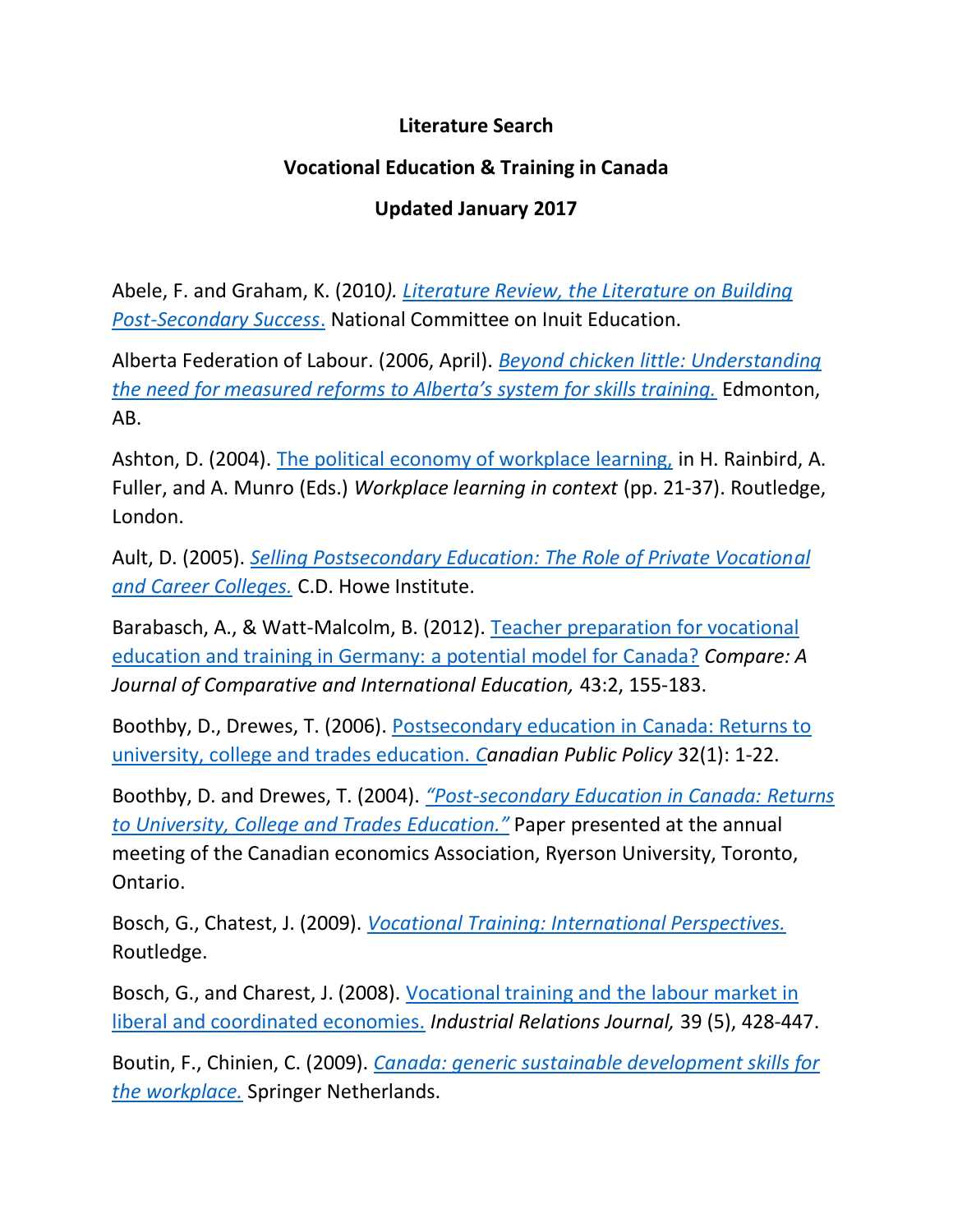**Literature Search**

**Vocational Education & Training in Canada**

**Updated January 2017**

Abele, F. and Graham, K. (2010*). Literature Review, the Literature on Building Post-Secondary Success*. National Committee on Inuit Education.

Alberta Federation of Labour. (2006, April). *Beyond chicken little: Understanding the need for measured reforms to Alberta's system for skills training.* Edmonton, AB.

Ashton, D. (2004). The political economy of workplace learning, in H. Rainbird, A. Fuller, and A. Munro (Eds.) *Workplace learning in context* (pp. 21-37). Routledge, London.

Ault, D. (2005). *Selling Postsecondary Education: The Role of Private Vocational and Career Colleges.* C.D. Howe Institute.

Barabasch, A., & Watt-Malcolm, B. (2012). Teacher preparation for vocational education and training in Germany: a potential model for Canada? *Compare: A Journal of Comparative and International Education,* 43:2, 155-183.

Boothby, D., Drewes, T. (2006). Postsecondary education in Canada: Returns to university, college and trades education. C*anadian Public Policy* 32(1): 1-22.

Boothby, D. and Drewes, T. (2004). *"Post-secondary Education in Canada: Returns to University, College and Trades Education."* Paper presented at the annual meeting of the Canadian economics Association, Ryerson University, Toronto, Ontario.

Bosch, G., Chatest, J. (2009). *Vocational Training: International Perspectives.* Routledge.

Bosch, G., and Charest, J. (2008). Vocational training and the labour market in liberal and coordinated economies. *Industrial Relations Journal,* 39 (5), 428-447.

Boutin, F., Chinien, C. (2009). *Canada: generic sustainable development skills for the workplace.* Springer Netherlands.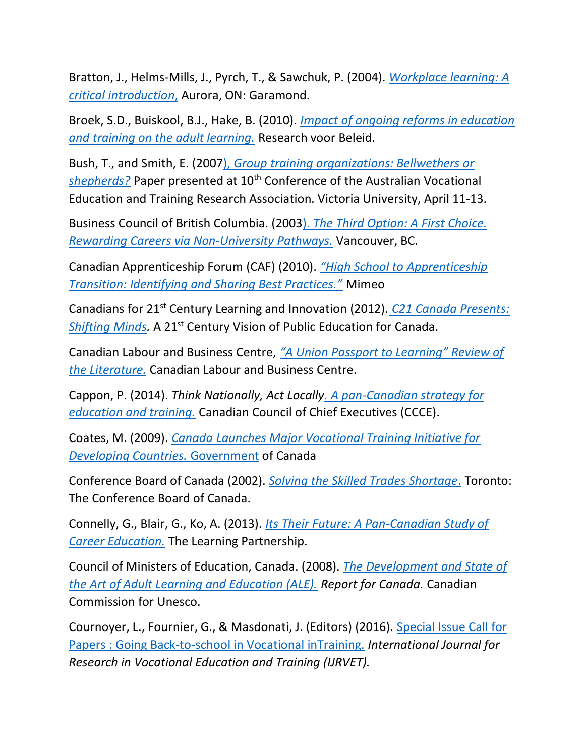Bratton, J., Helms-Mills, J., Pyrch, T., & Sawchuk, P. (2004). *Workplace learning: A critical introduction,* Aurora, ON: Garamond.

Broek, S.D., Buiskool, B.J., Hake, B. (2010). *Impact of ongoing reforms in education and training on the adult learning.* Research voor Beleid.

Bush, T., and Smith, E. (2007*), Group training organizations: Bellwethers or shepherds?* Paper presented at 10th Conference of the Australian Vocational Education and Training Research Association. Victoria University, April 11-13.

Business Council of British Columbia. (2003*). The Third Option: A First Choice. Rewarding Careers via Non-University Pathways.* Vancouver, BC.

Canadian Apprenticeship Forum (CAF) (2010). *"High School to Apprenticeship Transition: Identifying and Sharing Best Practices."* Mimeo

Canadians for 21st Century Learning and Innovation (2012). *C21 Canada Presents: Shifting Minds.* A 21st Century Vision of Public Education for Canada.

Canadian Labour and Business Centre, *"A Union Passport to Learning" Review of the Literature.* Canadian Labour and Business Centre.

Cappon, P. (2014). *Think Nationally, Act Locally. A pan-Canadian strategy for education and training.* Canadian Council of Chief Executives (CCCE).

Coates, M. (2009). *Canada Launches Major Vocational Training Initiative for Developing Countries.* Government of Canada

Conference Board of Canada (2002). *Solving the Skilled Trades Shortage.* Toronto: The Conference Board of Canada.

Connelly, G., Blair, G., Ko, A. (2013). *Its Their Future: A Pan-Canadian Study of Career Education.* The Learning Partnership.

Council of Ministers of Education, Canada. (2008). *The Development and State of the Art of Adult Learning and Education (ALE). Report for Canada.* Canadian Commission for Unesco.

Cournoyer, L., Fournier, G., & Masdonati, J. (Editors) (2016). Special Issue Call for Papers : Going Back-to-school in Vocational inTraining. *International Journal for Research in Vocational Education and Training (IJRVET).*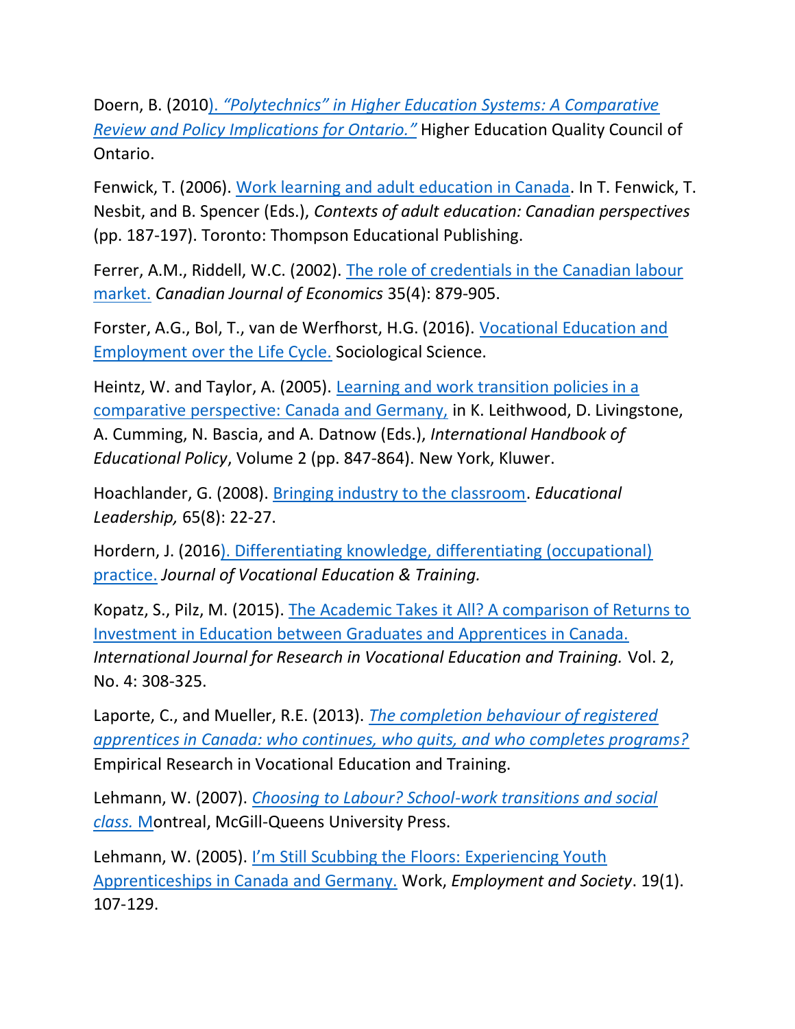Doern, B. (2010). *"Polytechnics" in Higher Education Systems: A Comparative Review and Policy Implications for Ontario."* Higher Education Quality Council of Ontario.

Fenwick, T. (2006). Work learning and adult education in Canada. In T. Fenwick, T. Nesbit, and B. Spencer (Eds.), *Contexts of adult education: Canadian perspectives* (pp. 187-197). Toronto: Thompson Educational Publishing.

Ferrer, A.M., Riddell, W.C. (2002). The role of credentials in the Canadian labour market. *Canadian Journal of Economics* 35(4): 879-905.

Forster, A.G., Bol, T., van de Werfhorst, H.G. (2016). Vocational Education and Employment over the Life Cycle. Sociological Science.

Heintz, W. and Taylor, A. (2005). Learning and work transition policies in a comparative perspective: Canada and Germany, in K. Leithwood, D. Livingstone, A. Cumming, N. Bascia, and A. Datnow (Eds.), *International Handbook of Educational Policy*, Volume 2 (pp. 847-864). New York, Kluwer.

Hoachlander, G. (2008). Bringing industry to the classroom. *Educational Leadership,* 65(8): 22-27.

Hordern, J. (2016). Differentiating knowledge, differentiating (occupational) practice. *Journal of Vocational Education & Training.*

Kopatz, S., Pilz, M. (2015). The Academic Takes it All? A comparison of Returns to Investment in Education between Graduates and Apprentices in Canada. *International Journal for Research in Vocational Education and Training.* Vol. 2, No. 4: 308-325.

Laporte, C., and Mueller, R.E. (2013). *The completion behaviour of registered apprentices in Canada: who continues, who quits, and who completes programs?* Empirical Research in Vocational Education and Training.

Lehmann, W. (2007). *Choosing to Labour? School-work transitions and social class.* Montreal, McGill-Queens University Press.

Lehmann, W. (2005). I'm Still Scubbing the Floors: Experiencing Youth Apprenticeships in Canada and Germany. Work, *Employment and Society*. 19(1). 107-129.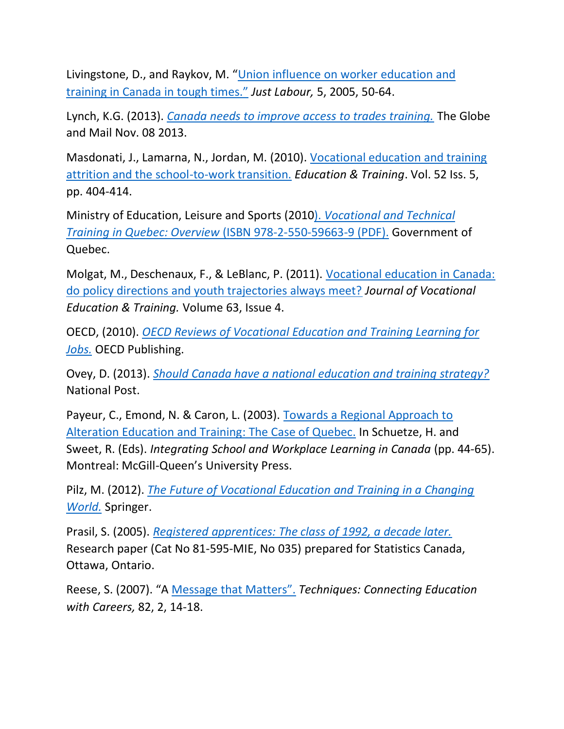Livingstone, D., and Raykov, M. "Union influence on worker education and training in Canada in tough times." *Just Labour,* 5, 2005, 50-64.

Lynch, K.G. (2013). *Canada needs to improve access to trades training.* The Globe and Mail Nov. 08 2013.

Masdonati, J., Lamarna, N., Jordan, M. (2010). Vocational education and training attrition and the school-to-work transition. *Education & Training*. Vol. 52 Iss. 5, pp. 404-414.

Ministry of Education, Leisure and Sports (2010). *Vocational and Technical Training in Quebec: Overview* (ISBN 978-2-550-59663-9 (PDF). Government of Quebec.

Molgat, M., Deschenaux, F., & LeBlanc, P. (2011). Vocational education in Canada: do policy directions and youth trajectories always meet? *Journal of Vocational Education & Training.* Volume 63, Issue 4.

OECD, (2010). *OECD Reviews of Vocational Education and Training Learning for Jobs.* OECD Publishing.

Ovey, D. (2013). *Should Canada have a national education and training strategy?* National Post.

Payeur, C., Emond, N. & Caron, L. (2003). Towards a Regional Approach to Alteration Education and Training: The Case of Quebec. In Schuetze, H. and Sweet, R. (Eds). *Integrating School and Workplace Learning in Canada* (pp. 44-65). Montreal: McGill-Queen's University Press.

Pilz, M. (2012). *The Future of Vocational Education and Training in a Changing World.* Springer.

Prasil, S. (2005). *Registered apprentices: The class of 1992, a decade later.* Research paper (Cat No 81-595-MIE, No 035) prepared for Statistics Canada, Ottawa, Ontario.

Reese, S. (2007). "A Message that Matters". *Techniques: Connecting Education with Careers,* 82, 2, 14-18.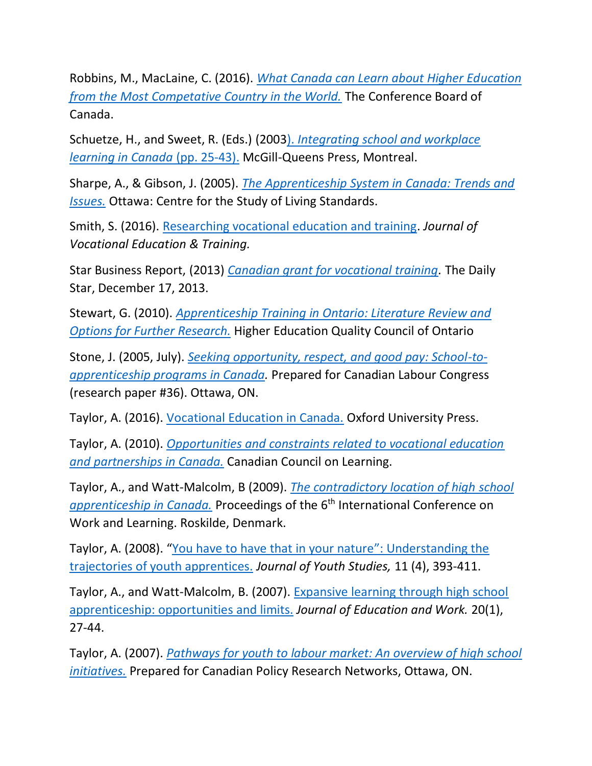Robbins, M., MacLaine, C. (2016). *What Canada can Learn about Higher Education from the Most Competative Country in the World.* The Conference Board of Canada.

Schuetze, H., and Sweet, R. (Eds.) (2003). *Integrating school and workplace learning in Canada* (pp. 25-43). McGill-Queens Press, Montreal.

Sharpe, A., & Gibson, J. (2005). *The Apprenticeship System in Canada: Trends and Issues.* Ottawa: Centre for the Study of Living Standards.

Smith, S. (2016). Researching vocational education and training. *Journal of Vocational Education & Training.*

Star Business Report, (2013) *Canadian grant for vocational training.* The Daily Star, December 17, 2013.

Stewart, G. (2010). *Apprenticeship Training in Ontario: Literature Review and Options for Further Research.* Higher Education Quality Council of Ontario

Stone, J. (2005, July). *Seeking opportunity, respect, and good pay: School-to-apprenticeship programs in Canada.* Prepared for Canadian Labour Congress (research paper #36). Ottawa, ON.

Taylor, A. (2016). Vocational Education in Canada. Oxford University Press.

Taylor, A. (2010). *Opportunities and constraints related to vocational education and partnerships in Canada.* Canadian Council on Learning.

Taylor, A., and Watt-Malcolm, B (2009). *The contradictory location of high school apprenticeship in Canada.* Proceedings of the 6th International Conference on Work and Learning. Roskilde, Denmark.

Taylor, A. (2008). "You have to have that in your nature": Understanding the trajectories of youth apprentices. *Journal of Youth Studies,* 11 (4), 393-411.

Taylor, A., and Watt-Malcolm, B. (2007). Expansive learning through high school apprenticeship: opportunities and limits. *Journal of Education and Work.* 20(1), 27-44.

Taylor, A. (2007). *Pathways for youth to labour market: An overview of high school initiatives.* Prepared for Canadian Policy Research Networks, Ottawa, ON.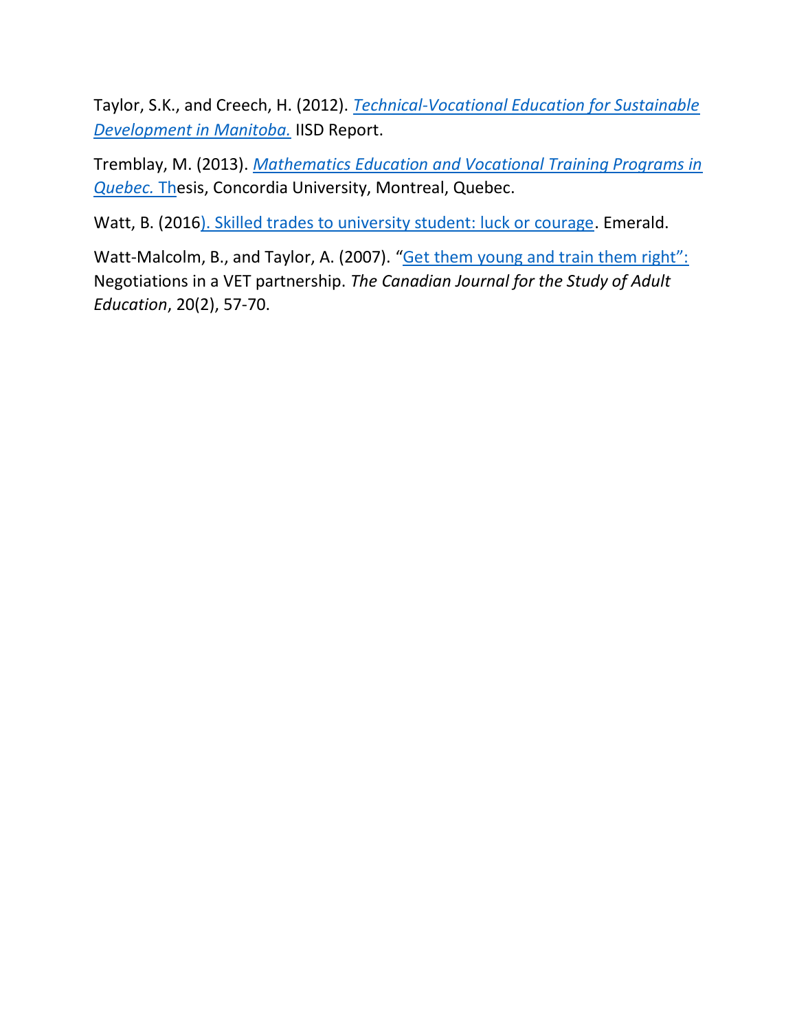Taylor, S.K., and Creech, H. (2012). *Technical-Vocational Education for Sustainable Development in Manitoba.* IISD Report.

Tremblay, M. (2013). *Mathematics Education and Vocational Training Programs in Quebec.* Thesis, Concordia University, Montreal, Quebec.

Watt, B. (2016). Skilled trades to university student: luck or courage. Emerald.

Watt-Malcolm, B., and Taylor, A. (2007). "Get them young and train them right": Negotiations in a VET partnership. *The Canadian Journal for the Study of Adult Education*, 20(2), 57-70.